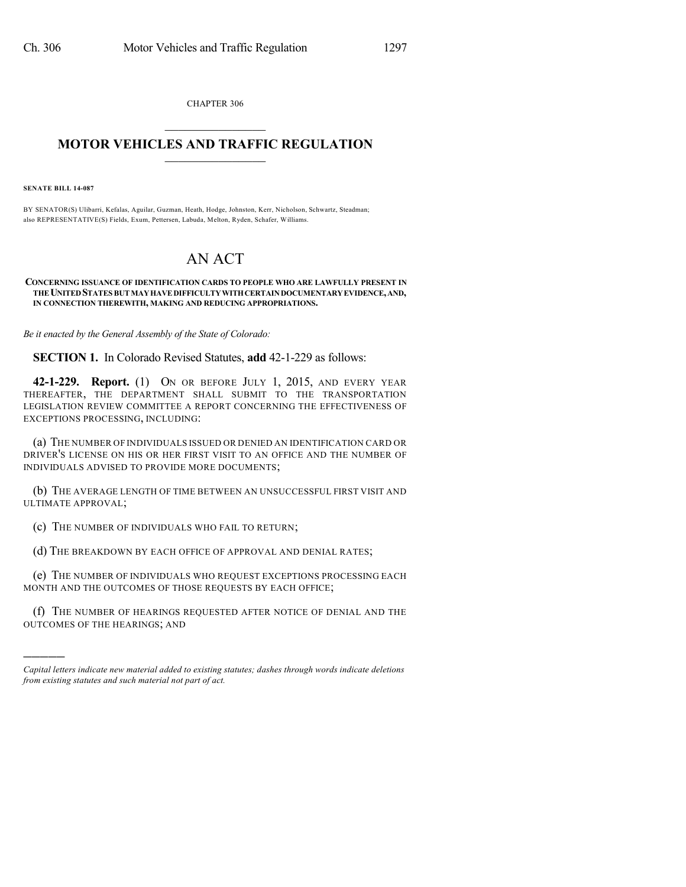CHAPTER 306

# MOTOR VEHICLES AND TRAFFIC REGULATION

**SENATE BILL 14-087**

BY SENATOR(S) Ulibarri, Kefalas, Aguilar, Guzman, Heath, Hodge, Johnston, Kerr, Nicholson, Schwartz, Steadman; also REPRESENTATIVE(S) Fields, Exum, Pettersen, Labuda, Melton, Ryden, Schafer, Williams.

# AN ACT

**CONCERNING ISSUANCE OF IDENTIFICATION CARDS TO PEOPLE WHO ARE LAWFULLY PRESENT IN THE UNITED STATES BUT MAY HAVE DIFFICULTY WITH CERTAIN DOCUMENTARY EVIDENCE, AND, IN CONNECTION THEREWITH, MAKING AND REDUCING APPROPRIATIONS.**

*Be it enacted by the General Assembly of the State of Colorado:*

**SECTION 1.** In Colorado Revised Statutes, **add** 42-1-229 as follows:

**42-1-229. Report.** (1) ON OR BEFORE JULY 1, 2015, AND EVERY YEAR THEREAFTER, THE DEPARTMENT SHALL SUBMIT TO THE TRANSPORTATION LEGISLATION REVIEW COMMITTEE A REPORT CONCERNING THE EFFECTIVENESS OF EXCEPTIONS PROCESSING, INCLUDING:

(a) THE NUMBER OF INDIVIDUALS ISSUED OR DENIED AN IDENTIFICATION CARD OR DRIVER'S LICENSE ON HIS OR HER FIRST VISIT TO AN OFFICE AND THE NUMBER OF INDIVIDUALS ADVISED TO PROVIDE MORE DOCUMENTS;

(b) THE AVERAGE LENGTH OF TIME BETWEEN AN UNSUCCESSFUL FIRST VISIT AND ULTIMATE APPROVAL;

(c) THE NUMBER OF INDIVIDUALS WHO FAIL TO RETURN;

(d) THE BREAKDOWN BY EACH OFFICE OF APPROVAL AND DENIAL RATES;

(e) THE NUMBER OF INDIVIDUALS WHO REQUEST EXCEPTIONS PROCESSING EACH MONTH AND THE OUTCOMES OF THOSE REQUESTS BY EACH OFFICE;

(f) THE NUMBER OF HEARINGS REQUESTED AFTER NOTICE OF DENIAL AND THE OUTCOMES OF THE HEARINGS; AND

---

*Capital letters indicate new material added to existing statutes; dashes through words indicate deletions from existing statutes and such material not part of act.*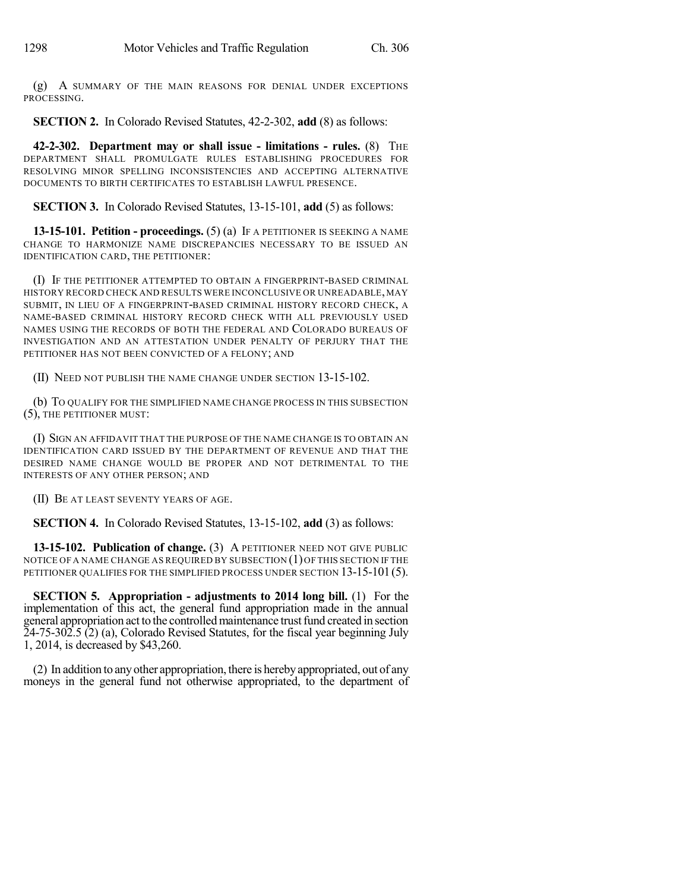(g) A SUMMARY OF THE MAIN REASONS FOR DENIAL UNDER EXCEPTIONS PROCESSING.

**SECTION 2.** In Colorado Revised Statutes, 42-2-302, **add** (8) as follows:

**42-2-302. Department may or shall issue - limitations - rules.** (8) THE DEPARTMENT SHALL PROMULGATE RULES ESTABLISHING PROCEDURES FOR RESOLVING MINOR SPELLING INCONSISTENCIES AND ACCEPTING ALTERNATIVE DOCUMENTS TO BIRTH CERTIFICATES TO ESTABLISH LAWFUL PRESENCE.

**SECTION 3.** In Colorado Revised Statutes, 13-15-101, **add** (5) as follows:

**13-15-101. Petition - proceedings.** (5) (a) IF A PETITIONER IS SEEKING A NAME CHANGE TO HARMONIZE NAME DISCREPANCIES NECESSARY TO BE ISSUED AN IDENTIFICATION CARD, THE PETITIONER:

(I) IF THE PETITIONER ATTEMPTED TO OBTAIN A FINGERPRINT-BASED CRIMINAL HISTORY RECORD CHECK AND RESULTS WERE INCONCLUSIVE OR UNREADABLE, MAY SUBMIT, IN LIEU OF A FINGERPRINT-BASED CRIMINAL HISTORY RECORD CHECK, A NAME-BASED CRIMINAL HISTORY RECORD CHECK WITH ALL PREVIOUSLY USED NAMES USING THE RECORDS OF BOTH THE FEDERAL AND COLORADO BUREAUS OF INVESTIGATION AND AN ATTESTATION UNDER PENALTY OF PERJURY THAT THE PETITIONER HAS NOT BEEN CONVICTED OF A FELONY; AND

(II) NEED NOT PUBLISH THE NAME CHANGE UNDER SECTION 13-15-102.

(b) TO QUALIFY FOR THE SIMPLIFIED NAME CHANGE PROCESS IN THIS SUBSECTION (5), THE PETITIONER MUST:

(I) SIGN AN AFFIDAVIT THAT THE PURPOSE OF THE NAME CHANGE IS TO OBTAIN AN IDENTIFICATION CARD ISSUED BY THE DEPARTMENT OF REVENUE AND THAT THE DESIRED NAME CHANGE WOULD BE PROPER AND NOT DETRIMENTAL TO THE INTERESTS OF ANY OTHER PERSON; AND

(II) BE AT LEAST SEVENTY YEARS OF AGE.

**SECTION 4.** In Colorado Revised Statutes, 13-15-102, **add** (3) as follows:

**13-15-102. Publication of change.** (3) A PETITIONER NEED NOT GIVE PUBLIC NOTICE OF A NAME CHANGE AS REQUIRED BY SUBSECTION (1) OF THIS SECTION IF THE PETITIONER QUALIFIES FOR THE SIMPLIFIED PROCESS UNDER SECTION 13-15-101 (5).

**SECTION 5. Appropriation - adjustments to 2014 long bill.** (1) For the implementation of this act, the general fund appropriation made in the annual general appropriation act to the controlled maintenance trust fund created in section 24-75-302.5 (2) (a), Colorado Revised Statutes, for the fiscal year beginning July 1, 2014, is decreased by $43,260.

(2) In addition to any other appropriation, there is hereby appropriated, out of any moneys in the general fund not otherwise appropriated, to the department of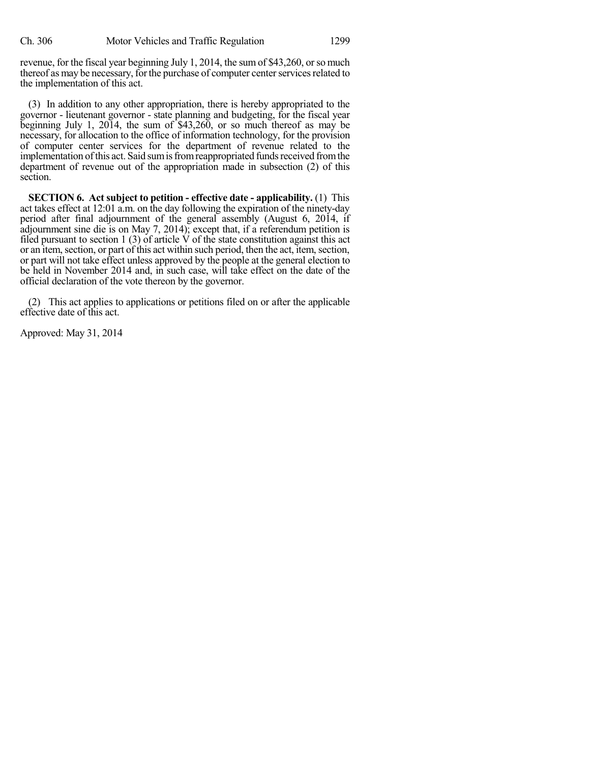revenue, for the fiscal year beginning July 1, 2014, the sum of $43,260, or so much thereof as may be necessary, for the purchase of computer center services related to the implementation of this act.

(3) In addition to any other appropriation, there is hereby appropriated to the governor - lieutenant governor - state planning and budgeting, for the fiscal year beginning July 1, 2014, the sum of $43,260, or so much thereof as may be necessary, for allocation to the office of information technology, for the provision of computer center services for the department of revenue related to the implementation of this act. Said sum is from reappropriated funds received from the department of revenue out of the appropriation made in subsection (2) of this section.

**SECTION 6. Act subject to petition - effective date - applicability.** (1) This act takes effect at 12:01 a.m. on the day following the expiration of the ninety-day period after final adjournment of the general assembly (August 6, 2014, if adjournment sine die is on May 7, 2014); except that, if a referendum petition is filed pursuant to section 1 (3) of article V of the state constitution against this act or an item, section, or part of this act within such period, then the act, item, section, or part will not take effect unless approved by the people at the general election to be held in November 2014 and, in such case, will take effect on the date of the official declaration of the vote thereon by the governor.

(2) This act applies to applications or petitions filed on or after the applicable effective date of this act.

Approved: May 31, 2014